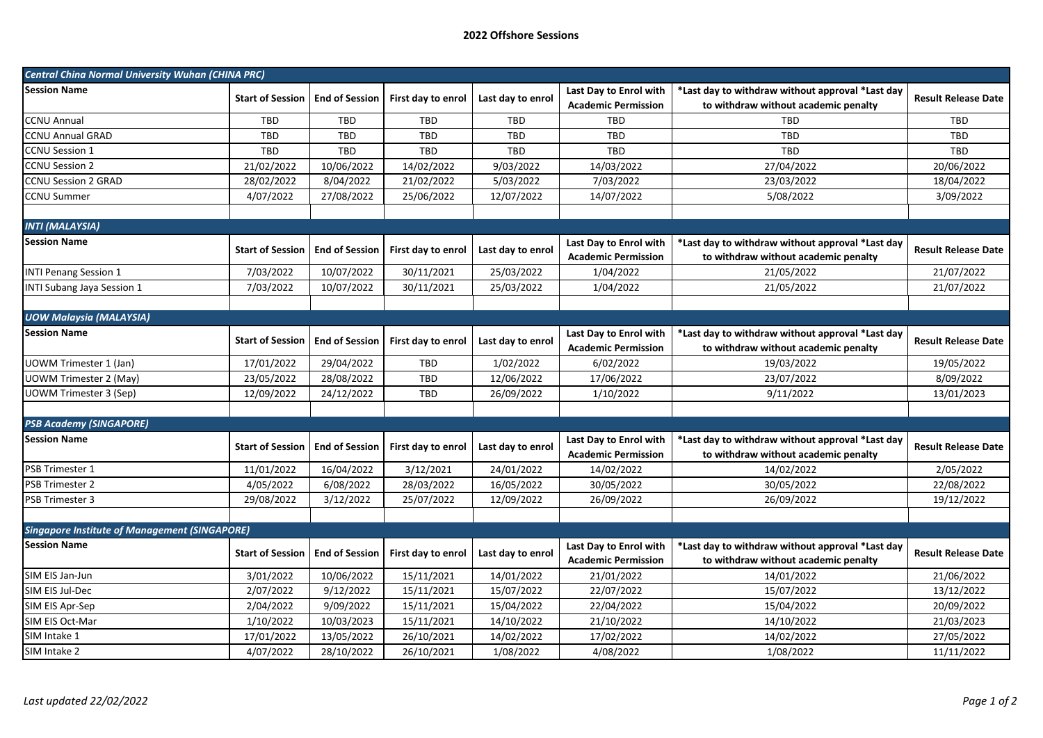# 2022 Offshore Sessions

| *Central China Normal University Wuhan (CHINA PRC)* | | | | | | | |
|---|---|---|---|---|---|---|---|
| **Session Name** | **Start of Session** | **End of Session** | **First day to enrol** | **Last day to enrol** | **Last Day to Enrol with Academic Permission** | ***Last day to withdraw without approval *Last day to withdraw without academic penalty** | **Result Release Date** |
| CCNU Annual | TBD | TBD | TBD | TBD | TBD | TBD | TBD |
| CCNU Annual GRAD | TBD | TBD | TBD | TBD | TBD | TBD | TBD |
| CCNU Session 1 | TBD | TBD | TBD | TBD | TBD | TBD | TBD |
| CCNU Session 2 | 21/02/2022 | 10/06/2022 | 14/02/2022 | 9/03/2022 | 14/03/2022 | 27/04/2022 | 20/06/2022 |
| CCNU Session 2 GRAD | 28/02/2022 | 8/04/2022 | 21/02/2022 | 5/03/2022 | 7/03/2022 | 23/03/2022 | 18/04/2022 |
| CCNU Summer | 4/07/2022 | 27/08/2022 | 25/06/2022 | 12/07/2022 | 14/07/2022 | 5/08/2022 | 3/09/2022 |

| *INTI (MALAYSIA)* | | | | | | | |
|---|---|---|---|---|---|---|---|
| **Session Name** | **Start of Session** | **End of Session** | **First day to enrol** | **Last day to enrol** | **Last Day to Enrol with Academic Permission** | ***Last day to withdraw without approval *Last day to withdraw without academic penalty** | **Result Release Date** |
| INTI Penang Session 1 | 7/03/2022 | 10/07/2022 | 30/11/2021 | 25/03/2022 | 1/04/2022 | 21/05/2022 | 21/07/2022 |
| INTI Subang Jaya Session 1 | 7/03/2022 | 10/07/2022 | 30/11/2021 | 25/03/2022 | 1/04/2022 | 21/05/2022 | 21/07/2022 |

| *UOW Malaysia (MALAYSIA)* | | | | | | | |
|---|---|---|---|---|---|---|---|
| **Session Name** | **Start of Session** | **End of Session** | **First day to enrol** | **Last day to enrol** | **Last Day to Enrol with Academic Permission** | ***Last day to withdraw without approval *Last day to withdraw without academic penalty** | **Result Release Date** |
| UOWM Trimester 1 (Jan) | 17/01/2022 | 29/04/2022 | TBD | 1/02/2022 | 6/02/2022 | 19/03/2022 | 19/05/2022 |
| UOWM Trimester 2 (May) | 23/05/2022 | 28/08/2022 | TBD | 12/06/2022 | 17/06/2022 | 23/07/2022 | 8/09/2022 |
| UOWM Trimester 3 (Sep) | 12/09/2022 | 24/12/2022 | TBD | 26/09/2022 | 1/10/2022 | 9/11/2022 | 13/01/2023 |

| *PSB Academy (SINGAPORE)* | | | | | | | |
|---|---|---|---|---|---|---|---|
| **Session Name** | **Start of Session** | **End of Session** | **First day to enrol** | **Last day to enrol** | **Last Day to Enrol with Academic Permission** | ***Last day to withdraw without approval *Last day to withdraw without academic penalty** | **Result Release Date** |
| PSB Trimester 1 | 11/01/2022 | 16/04/2022 | 3/12/2021 | 24/01/2022 | 14/02/2022 | 14/02/2022 | 2/05/2022 |
| PSB Trimester 2 | 4/05/2022 | 6/08/2022 | 28/03/2022 | 16/05/2022 | 30/05/2022 | 30/05/2022 | 22/08/2022 |
| PSB Trimester 3 | 29/08/2022 | 3/12/2022 | 25/07/2022 | 12/09/2022 | 26/09/2022 | 26/09/2022 | 19/12/2022 |

| *Singapore Institute of Management (SINGAPORE)* | | | | | | | |
|---|---|---|---|---|---|---|---|
| **Session Name** | **Start of Session** | **End of Session** | **First day to enrol** | **Last day to enrol** | **Last Day to Enrol with Academic Permission** | ***Last day to withdraw without approval *Last day to withdraw without academic penalty** | **Result Release Date** |
| SIM EIS Jan-Jun | 3/01/2022 | 10/06/2022 | 15/11/2021 | 14/01/2022 | 21/01/2022 | 14/01/2022 | 21/06/2022 |
| SIM EIS Jul-Dec | 2/07/2022 | 9/12/2022 | 15/11/2021 | 15/07/2022 | 22/07/2022 | 15/07/2022 | 13/12/2022 |
| SIM EIS Apr-Sep | 2/04/2022 | 9/09/2022 | 15/11/2021 | 15/04/2022 | 22/04/2022 | 15/04/2022 | 20/09/2022 |
| SIM EIS Oct-Mar | 1/10/2022 | 10/03/2023 | 15/11/2021 | 14/10/2022 | 21/10/2022 | 14/10/2022 | 21/03/2023 |
| SIM Intake 1 | 17/01/2022 | 13/05/2022 | 26/10/2021 | 14/02/2022 | 17/02/2022 | 14/02/2022 | 27/05/2022 |
| SIM Intake 2 | 4/07/2022 | 28/10/2022 | 26/10/2021 | 1/08/2022 | 4/08/2022 | 1/08/2022 | 11/11/2022 |

*Last updated 22/02/2022*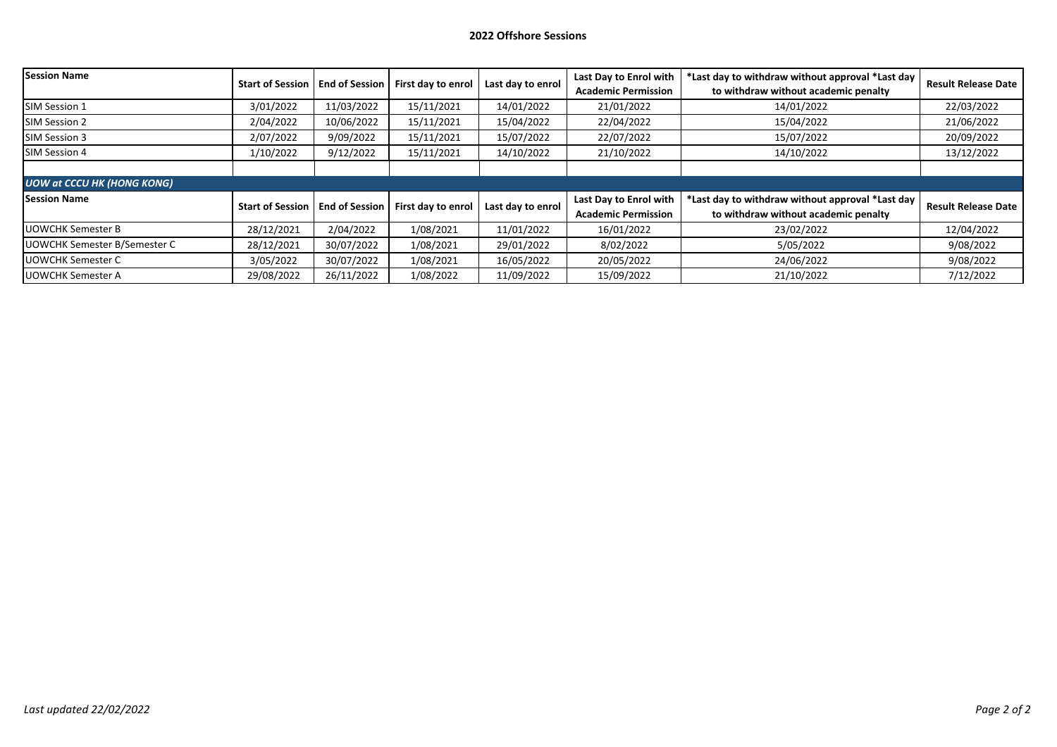## 2022 Offshore Sessions

| Session Name | Start of Session | End of Session | First day to enrol | Last day to enrol | Last Day to Enrol with Academic Permission | *Last day to withdraw without approval *Last day to withdraw without academic penalty | Result Release Date |
|---|---|---|---|---|---|---|---|
| SIM Session 1 | 3/01/2022 | 11/03/2022 | 15/11/2021 | 14/01/2022 | 21/01/2022 | 14/01/2022 | 22/03/2022 |
| SIM Session 2 | 2/04/2022 | 10/06/2022 | 15/11/2021 | 15/04/2022 | 22/04/2022 | 15/04/2022 | 21/06/2022 |
| SIM Session 3 | 2/07/2022 | 9/09/2022 | 15/11/2021 | 15/07/2022 | 22/07/2022 | 15/07/2022 | 20/09/2022 |
| SIM Session 4 | 1/10/2022 | 9/12/2022 | 15/11/2021 | 14/10/2022 | 21/10/2022 | 14/10/2022 | 13/12/2022 |

### *UOW at CCCU HK (HONG KONG)*

| Session Name | Start of Session | End of Session | First day to enrol | Last day to enrol | Last Day to Enrol with Academic Permission | *Last day to withdraw without approval *Last day to withdraw without academic penalty | Result Release Date |
|---|---|---|---|---|---|---|---|
| UOWCHK Semester B | 28/12/2021 | 2/04/2022 | 1/08/2021 | 11/01/2022 | 16/01/2022 | 23/02/2022 | 12/04/2022 |
| UOWCHK Semester B/Semester C | 28/12/2021 | 30/07/2022 | 1/08/2021 | 29/01/2022 | 8/02/2022 | 5/05/2022 | 9/08/2022 |
| UOWCHK Semester C | 3/05/2022 | 30/07/2022 | 1/08/2021 | 16/05/2022 | 20/05/2022 | 24/06/2022 | 9/08/2022 |
| UOWCHK Semester A | 29/08/2022 | 26/11/2022 | 1/08/2022 | 11/09/2022 | 15/09/2022 | 21/10/2022 | 7/12/2022 |

*Last updated 22/02/2022*